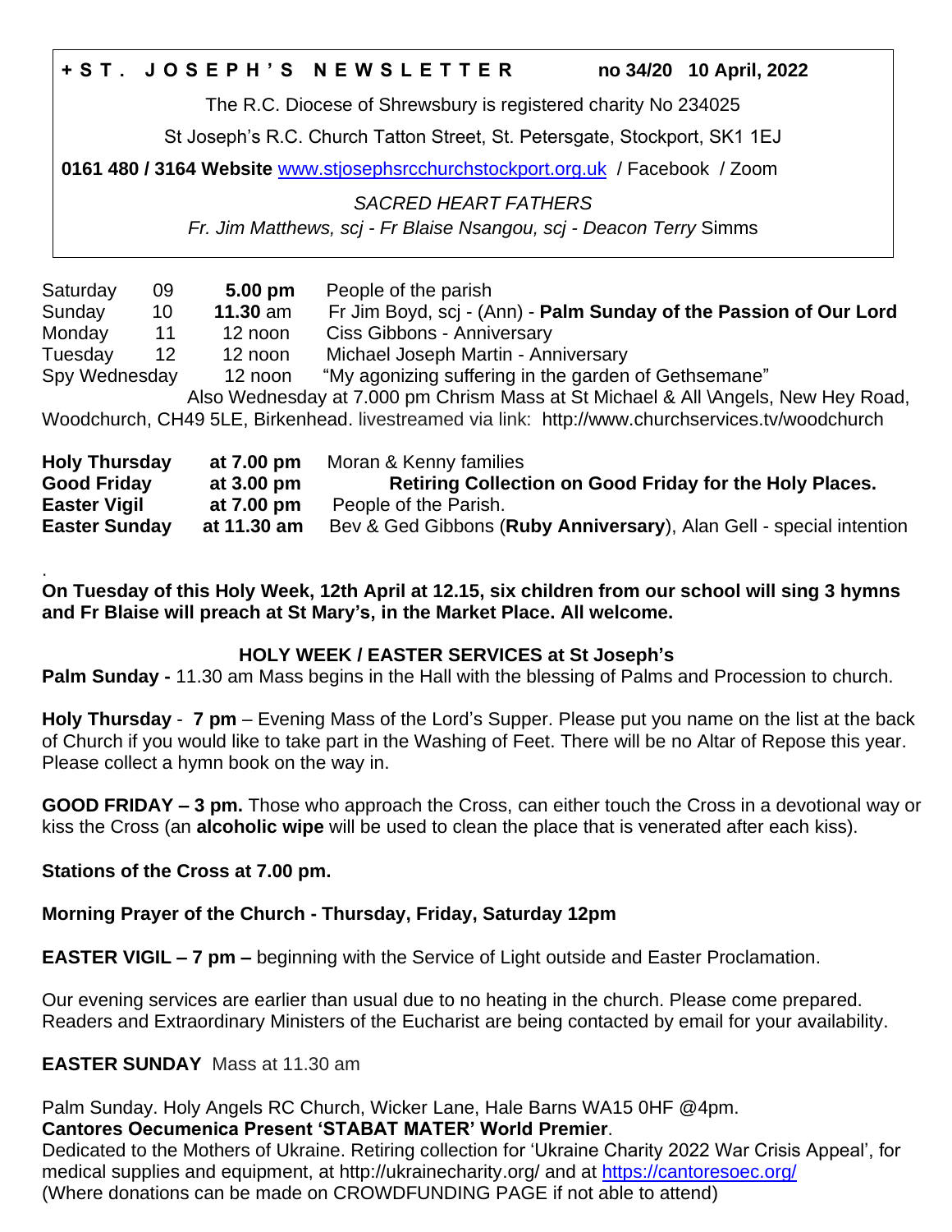**+ S T . J O S E P H ' S N E W S L E T T E R** **no 34/20 10 April, 2022**

The R.C. Diocese of Shrewsbury is registered charity No 234025

St Joseph's R.C. Church Tatton Street, St. Petersgate, Stockport, SK1 1EJ

**0161 480 / 3164 Website** www.stjosephsrcchurchstockport.org.uk / Facebook / Zoom

*SACRED HEART FATHERS*

*Fr. Jim Matthews, scj - Fr Blaise Nsangou, scj - Deacon Terry* Simms

| | | | |
|---|---|---|---|
| Saturday | 09 | **5.00 pm** | People of the parish |
| Sunday | 10 | **11.30** am | Fr Jim Boyd, scj - (Ann) - **Palm Sunday of the Passion of Our Lord** |
| Monday | 11 | 12 noon | Ciss Gibbons - Anniversary |
| Tuesday | 12 | 12 noon | Michael Joseph Martin - Anniversary |
| Spy Wednesday | | 12 noon | "My agonizing suffering in the garden of Gethsemane" |

Also Wednesday at 7.000 pm Chrism Mass at St Michael & All \Angels, New Hey Road, Woodchurch, CH49 5LE, Birkenhead. livestreamed via link: http://www.churchservices.tv/woodchurch

| | | |
|---|---|---|
| **Holy Thursday** | **at 7.00 pm** | Moran & Kenny families |
| **Good Friday** | **at 3.00 pm** | **Retiring Collection on Good Friday for the Holy Places.** |
| **Easter Vigil** | **at 7.00 pm** | People of the Parish. |
| **Easter Sunday** | **at 11.30 am** | Bev & Ged Gibbons (**Ruby Anniversary**), Alan Gell - special intention |

**On Tuesday of this Holy Week, 12th April at 12.15, six children from our school will sing 3 hymns and Fr Blaise will preach at St Mary's, in the Market Place. All welcome.**

## HOLY WEEK / EASTER SERVICES at St Joseph's

**Palm Sunday -** 11.30 am Mass begins in the Hall with the blessing of Palms and Procession to church.

**Holy Thursday** - **7 pm** – Evening Mass of the Lord's Supper. Please put you name on the list at the back of Church if you would like to take part in the Washing of Feet. There will be no Altar of Repose this year. Please collect a hymn book on the way in.

**GOOD FRIDAY – 3 pm.** Those who approach the Cross, can either touch the Cross in a devotional way or kiss the Cross (an **alcoholic wipe** will be used to clean the place that is venerated after each kiss).

**Stations of the Cross at 7.00 pm.**

**Morning Prayer of the Church - Thursday, Friday, Saturday 12pm**

**EASTER VIGIL – 7 pm –** beginning with the Service of Light outside and Easter Proclamation.

Our evening services are earlier than usual due to no heating in the church. Please come prepared. Readers and Extraordinary Ministers of the Eucharist are being contacted by email for your availability.

**EASTER SUNDAY** Mass at 11.30 am

Palm Sunday. Holy Angels RC Church, Wicker Lane, Hale Barns WA15 0HF @4pm.
**Cantores Oecumenica Present 'STABAT MATER' World Premier**.
Dedicated to the Mothers of Ukraine. Retiring collection for 'Ukraine Charity 2022 War Crisis Appeal', for medical supplies and equipment, at http://ukrainecharity.org/ and at https://cantoresoec.org/
(Where donations can be made on CROWDFUNDING PAGE if not able to attend)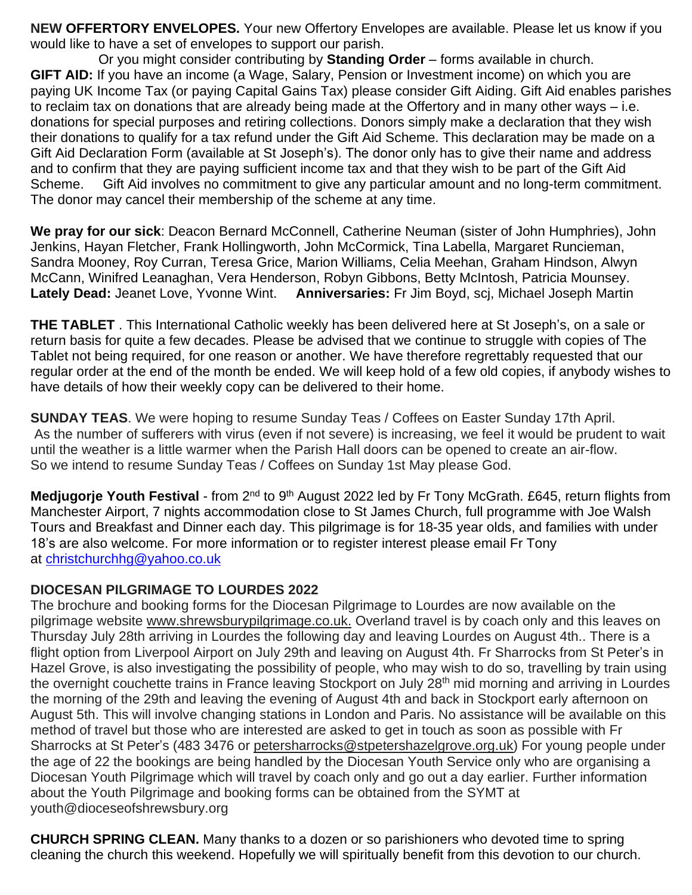**NEW OFFERTORY ENVELOPES.** Your new Offertory Envelopes are available. Please let us know if you would like to have a set of envelopes to support our parish.

Or you might consider contributing by **Standing Order** – forms available in church.

**GIFT AID:** If you have an income (a Wage, Salary, Pension or Investment income) on which you are paying UK Income Tax (or paying Capital Gains Tax) please consider Gift Aiding. Gift Aid enables parishes to reclaim tax on donations that are already being made at the Offertory and in many other ways – i.e. donations for special purposes and retiring collections. Donors simply make a declaration that they wish their donations to qualify for a tax refund under the Gift Aid Scheme. This declaration may be made on a Gift Aid Declaration Form (available at St Joseph's). The donor only has to give their name and address and to confirm that they are paying sufficient income tax and that they wish to be part of the Gift Aid Scheme. Gift Aid involves no commitment to give any particular amount and no long-term commitment. The donor may cancel their membership of the scheme at any time.

**We pray for our sick**: Deacon Bernard McConnell, Catherine Neuman (sister of John Humphries), John Jenkins, Hayan Fletcher, Frank Hollingworth, John McCormick, Tina Labella, Margaret Runcieman, Sandra Mooney, Roy Curran, Teresa Grice, Marion Williams, Celia Meehan, Graham Hindson, Alwyn McCann, Winifred Leanaghan, Vera Henderson, Robyn Gibbons, Betty McIntosh, Patricia Mounsey.
**Lately Dead:** Jeanet Love, Yvonne Wint. **Anniversaries:** Fr Jim Boyd, scj, Michael Joseph Martin

**THE TABLET** . This International Catholic weekly has been delivered here at St Joseph's, on a sale or return basis for quite a few decades. Please be advised that we continue to struggle with copies of The Tablet not being required, for one reason or another. We have therefore regrettably requested that our regular order at the end of the month be ended. We will keep hold of a few old copies, if anybody wishes to have details of how their weekly copy can be delivered to their home.

**SUNDAY TEAS**. We were hoping to resume Sunday Teas / Coffees on Easter Sunday 17th April. As the number of sufferers with virus (even if not severe) is increasing, we feel it would be prudent to wait until the weather is a little warmer when the Parish Hall doors can be opened to create an air-flow. So we intend to resume Sunday Teas / Coffees on Sunday 1st May please God.

**Medjugorje Youth Festival** - from 2nd to 9th August 2022 led by Fr Tony McGrath. £645, return flights from Manchester Airport, 7 nights accommodation close to St James Church, full programme with Joe Walsh Tours and Breakfast and Dinner each day. This pilgrimage is for 18-35 year olds, and families with under 18's are also welcome. For more information or to register interest please email Fr Tony at christchurchhg@yahoo.co.uk

**DIOCESAN PILGRIMAGE TO LOURDES 2022**

The brochure and booking forms for the Diocesan Pilgrimage to Lourdes are now available on the pilgrimage website www.shrewsburypilgrimage.co.uk. Overland travel is by coach only and this leaves on Thursday July 28th arriving in Lourdes the following day and leaving Lourdes on August 4th.. There is a flight option from Liverpool Airport on July 29th and leaving on August 4th. Fr Sharrocks from St Peter's in Hazel Grove, is also investigating the possibility of people, who may wish to do so, travelling by train using the overnight couchette trains in France leaving Stockport on July 28th mid morning and arriving in Lourdes the morning of the 29th and leaving the evening of August 4th and back in Stockport early afternoon on August 5th. This will involve changing stations in London and Paris. No assistance will be available on this method of travel but those who are interested are asked to get in touch as soon as possible with Fr Sharrocks at St Peter's (483 3476 or petersharrocks@stpetershazelgrove.org.uk) For young people under the age of 22 the bookings are being handled by the Diocesan Youth Service only who are organising a Diocesan Youth Pilgrimage which will travel by coach only and go out a day earlier. Further information about the Youth Pilgrimage and booking forms can be obtained from the SYMT at youth@dioceseofshrewsbury.org

**CHURCH SPRING CLEAN.** Many thanks to a dozen or so parishioners who devoted time to spring cleaning the church this weekend. Hopefully we will spiritually benefit from this devotion to our church.